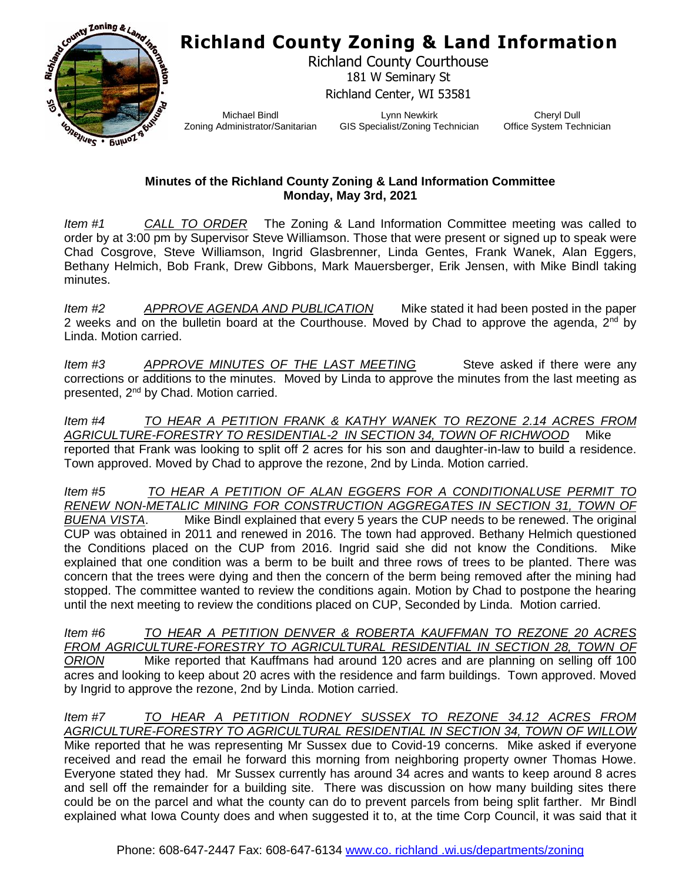# Richland County Zoning & Land Information

Richland County Courthouse
181 W Seminary St
Richland Center, WI 53581

Michael Bindl
Zoning Administrator/Sanitarian

Lynn Newkirk
GIS Specialist/Zoning Technician

Cheryl Dull
Office System Technician

**Minutes of the Richland County Zoning & Land Information Committee**
**Monday, May 3rd, 2021**

*Item #1* *CALL TO ORDER* The Zoning & Land Information Committee meeting was called to order by at 3:00 pm by Supervisor Steve Williamson. Those that were present or signed up to speak were Chad Cosgrove, Steve Williamson, Ingrid Glasbrenner, Linda Gentes, Frank Wanek, Alan Eggers, Bethany Helmich, Bob Frank, Drew Gibbons, Mark Mauersberger, Erik Jensen, with Mike Bindl taking minutes.

*Item #2* *APPROVE AGENDA AND PUBLICATION* Mike stated it had been posted in the paper 2 weeks and on the bulletin board at the Courthouse. Moved by Chad to approve the agenda, 2nd by Linda. Motion carried.

*Item #3* *APPROVE MINUTES OF THE LAST MEETING* Steve asked if there were any corrections or additions to the minutes. Moved by Linda to approve the minutes from the last meeting as presented, 2nd by Chad. Motion carried.

*Item #4* *TO HEAR A PETITION FRANK & KATHY WANEK TO REZONE 2.14 ACRES FROM AGRICULTURE-FORESTRY TO RESIDENTIAL-2 IN SECTION 34, TOWN OF RICHWOOD* Mike reported that Frank was looking to split off 2 acres for his son and daughter-in-law to build a residence. Town approved. Moved by Chad to approve the rezone, 2nd by Linda. Motion carried.

*Item #5* *TO HEAR A PETITION OF ALAN EGGERS FOR A CONDITIONALUSE PERMIT TO RENEW NON-METALIC MINING FOR CONSTRUCTION AGGREGATES IN SECTION 31, TOWN OF BUENA VISTA*. Mike Bindl explained that every 5 years the CUP needs to be renewed. The original CUP was obtained in 2011 and renewed in 2016. The town had approved. Bethany Helmich questioned the Conditions placed on the CUP from 2016. Ingrid said she did not know the Conditions. Mike explained that one condition was a berm to be built and three rows of trees to be planted. There was concern that the trees were dying and then the concern of the berm being removed after the mining had stopped. The committee wanted to review the conditions again. Motion by Chad to postpone the hearing until the next meeting to review the conditions placed on CUP, Seconded by Linda. Motion carried.

*Item #6* *TO HEAR A PETITION DENVER & ROBERTA KAUFFMAN TO REZONE 20 ACRES FROM AGRICULTURE-FORESTRY TO AGRICULTURAL RESIDENTIAL IN SECTION 28, TOWN OF ORION* Mike reported that Kauffmans had around 120 acres and are planning on selling off 100 acres and looking to keep about 20 acres with the residence and farm buildings. Town approved. Moved by Ingrid to approve the rezone, 2nd by Linda. Motion carried.

*Item #7* *TO HEAR A PETITION RODNEY SUSSEX TO REZONE 34.12 ACRES FROM AGRICULTURE-FORESTRY TO AGRICULTURAL RESIDENTIAL IN SECTION 34, TOWN OF WILLOW* Mike reported that he was representing Mr Sussex due to Covid-19 concerns. Mike asked if everyone received and read the email he forward this morning from neighboring property owner Thomas Howe. Everyone stated they had. Mr Sussex currently has around 34 acres and wants to keep around 8 acres and sell off the remainder for a building site. There was discussion on how many building sites there could be on the parcel and what the county can do to prevent parcels from being split farther. Mr Bindl explained what Iowa County does and when suggested it to, at the time Corp Council, it was said that it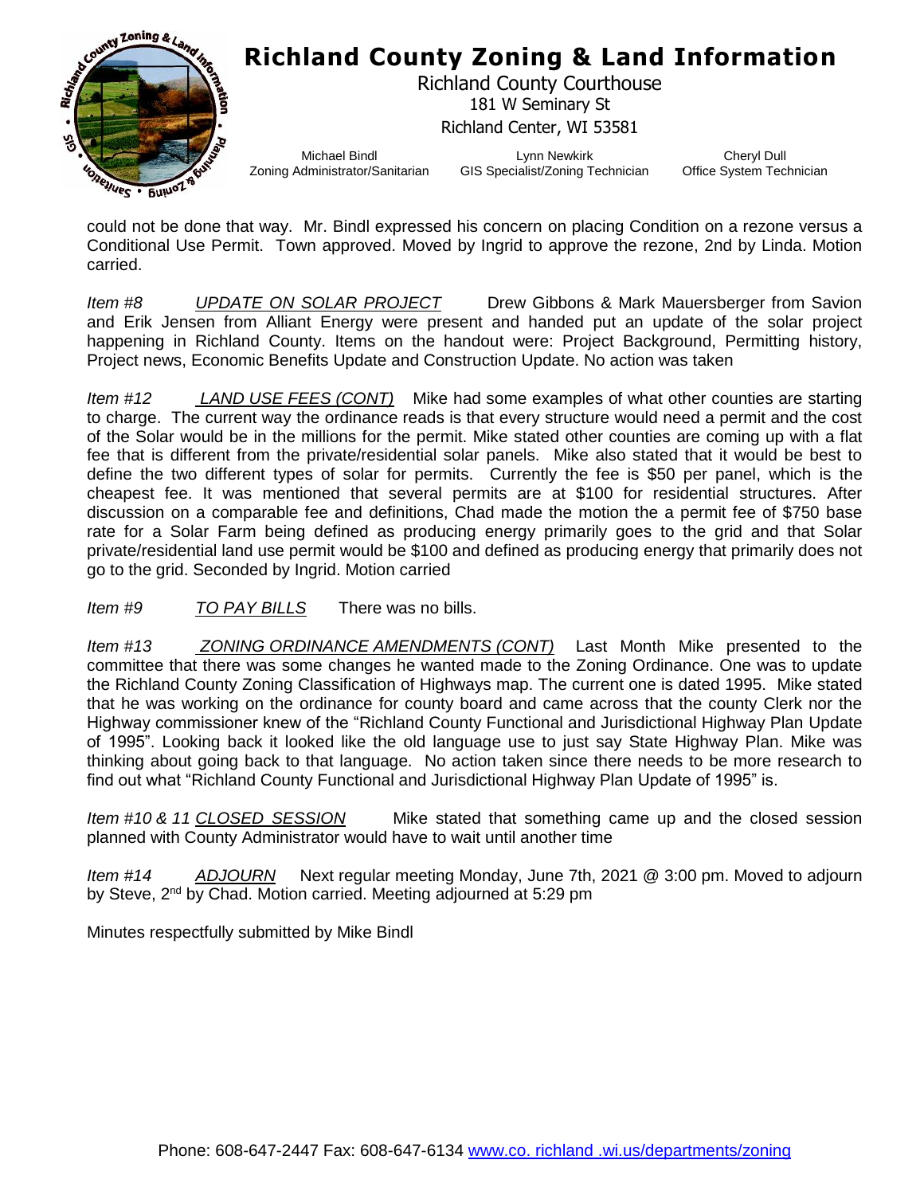# Richland County Zoning & Land Information

Richland County Courthouse
181 W Seminary St
Richland Center, WI 53581

Michael Bindl
Zoning Administrator/Sanitarian

Lynn Newkirk
GIS Specialist/Zoning Technician

Cheryl Dull
Office System Technician

could not be done that way. Mr. Bindl expressed his concern on placing Condition on a rezone versus a Conditional Use Permit. Town approved. Moved by Ingrid to approve the rezone, 2nd by Linda. Motion carried.

*Item #8* *UPDATE ON SOLAR PROJECT* Drew Gibbons & Mark Mauersberger from Savion and Erik Jensen from Alliant Energy were present and handed put an update of the solar project happening in Richland County. Items on the handout were: Project Background, Permitting history, Project news, Economic Benefits Update and Construction Update. No action was taken

*Item #12* *LAND USE FEES (CONT)* Mike had some examples of what other counties are starting to charge. The current way the ordinance reads is that every structure would need a permit and the cost of the Solar would be in the millions for the permit. Mike stated other counties are coming up with a flat fee that is different from the private/residential solar panels. Mike also stated that it would be best to define the two different types of solar for permits. Currently the fee is $50 per panel, which is the cheapest fee. It was mentioned that several permits are at $100 for residential structures. After discussion on a comparable fee and definitions, Chad made the motion the a permit fee of $750 base rate for a Solar Farm being defined as producing energy primarily goes to the grid and that Solar private/residential land use permit would be $100 and defined as producing energy that primarily does not go to the grid. Seconded by Ingrid. Motion carried

*Item #9* *TO PAY BILLS* There was no bills.

*Item #13* *ZONING ORDINANCE AMENDMENTS (CONT)* Last Month Mike presented to the committee that there was some changes he wanted made to the Zoning Ordinance. One was to update the Richland County Zoning Classification of Highways map. The current one is dated 1995. Mike stated that he was working on the ordinance for county board and came across that the county Clerk nor the Highway commissioner knew of the "Richland County Functional and Jurisdictional Highway Plan Update of 1995". Looking back it looked like the old language use to just say State Highway Plan. Mike was thinking about going back to that language. No action taken since there needs to be more research to find out what "Richland County Functional and Jurisdictional Highway Plan Update of 1995" is.

*Item #10 & 11* *CLOSED SESSION* Mike stated that something came up and the closed session planned with County Administrator would have to wait until another time

*Item #14* *ADJOURN* Next regular meeting Monday, June 7th, 2021 @ 3:00 pm. Moved to adjourn by Steve, 2nd by Chad. Motion carried. Meeting adjourned at 5:29 pm

Minutes respectfully submitted by Mike Bindl